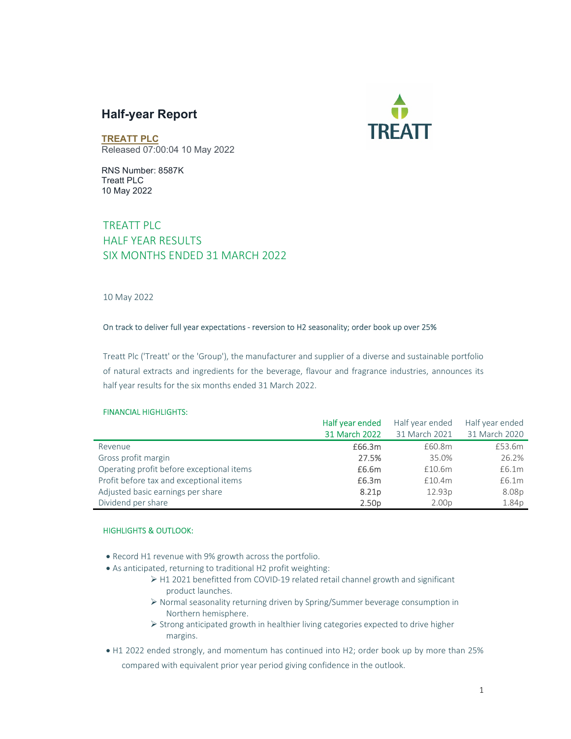# Half-year Report

**TREATT PLC**
Released 07:00:04 10 May 2022

RNS Number: 8587K
Treatt PLC
10 May 2022

## TREATT PLC
## HALF YEAR RESULTS
## SIX MONTHS ENDED 31 MARCH 2022

10 May 2022

On track to deliver full year expectations - reversion to H2 seasonality; order book up over 25%

Treatt Plc ('Treatt' or the 'Group'), the manufacturer and supplier of a diverse and sustainable portfolio of natural extracts and ingredients for the beverage, flavour and fragrance industries, announces its half year results for the six months ended 31 March 2022.

FINANCIAL HIGHLIGHTS:

| | Half year ended 31 March 2022 | Half year ended 31 March 2021 | Half year ended 31 March 2020 |
|---|---|---|---|
| Revenue | £66.3m | £60.8m | £53.6m |
| Gross profit margin | 27.5% | 35.0% | 26.2% |
| Operating profit before exceptional items | £6.6m | £10.6m | £6.1m |
| Profit before tax and exceptional items | £6.3m | £10.4m | £6.1m |
| Adjusted basic earnings per share | 8.21p | 12.93p | 8.08p |
| Dividend per share | 2.50p | 2.00p | 1.84p |

HIGHLIGHTS & OUTLOOK:

- Record H1 revenue with 9% growth across the portfolio.
- As anticipated, returning to traditional H2 profit weighting:
  - H1 2021 benefitted from COVID-19 related retail channel growth and significant product launches.
  - Normal seasonality returning driven by Spring/Summer beverage consumption in Northern hemisphere.
  - Strong anticipated growth in healthier living categories expected to drive higher margins.
- H1 2022 ended strongly, and momentum has continued into H2; order book up by more than 25% compared with equivalent prior year period giving confidence in the outlook.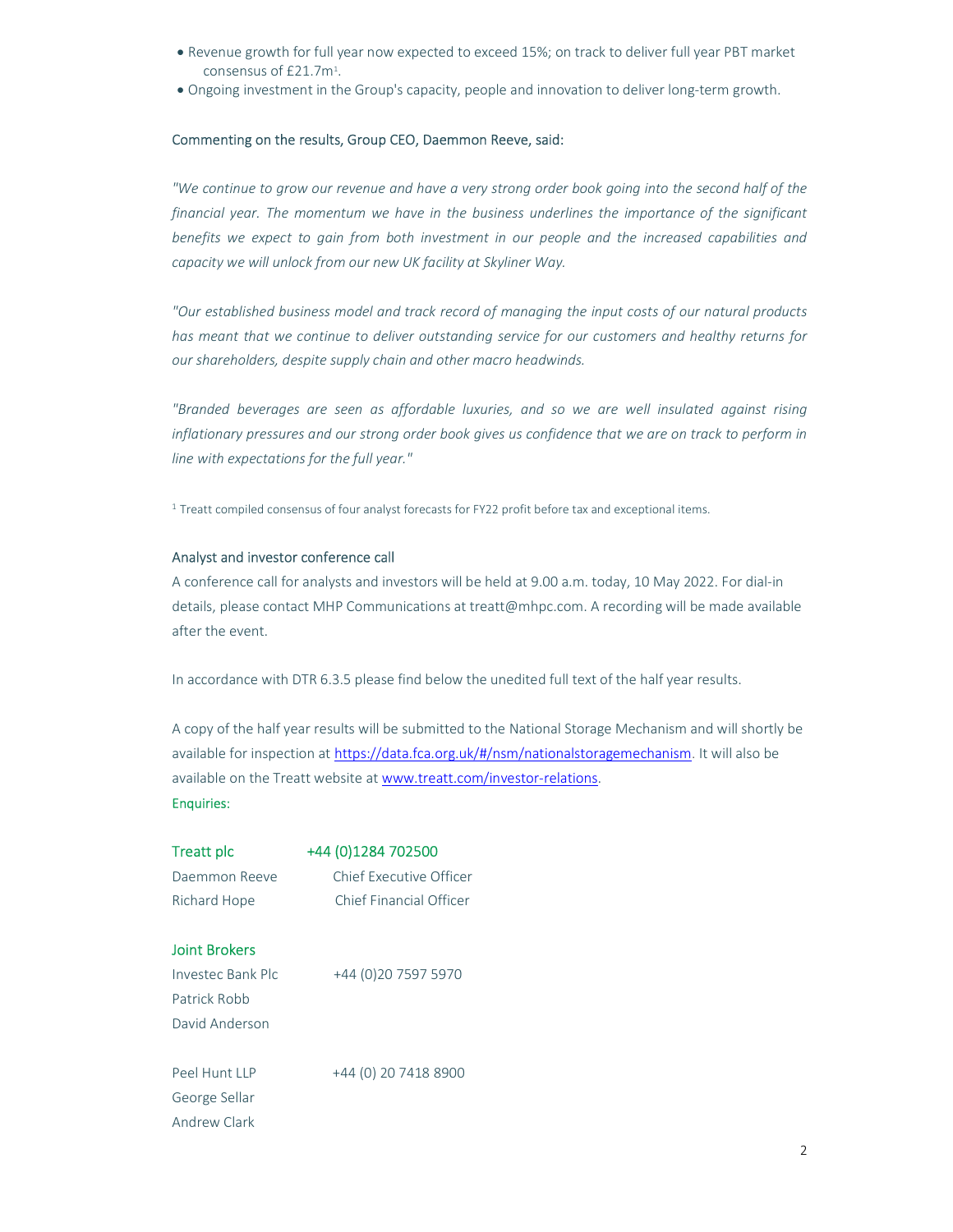- Revenue growth for full year now expected to exceed 15%; on track to deliver full year PBT market consensus of £21.7m[1].
- Ongoing investment in the Group's capacity, people and innovation to deliver long-term growth.

Commenting on the results, Group CEO, Daemmon Reeve, said:

*"We continue to grow our revenue and have a very strong order book going into the second half of the financial year. The momentum we have in the business underlines the importance of the significant benefits we expect to gain from both investment in our people and the increased capabilities and capacity we will unlock from our new UK facility at Skyliner Way.*

*"Our established business model and track record of managing the input costs of our natural products has meant that we continue to deliver outstanding service for our customers and healthy returns for our shareholders, despite supply chain and other macro headwinds.*

*"Branded beverages are seen as affordable luxuries, and so we are well insulated against rising inflationary pressures and our strong order book gives us confidence that we are on track to perform in line with expectations for the full year."*

[1] Treatt compiled consensus of four analyst forecasts for FY22 profit before tax and exceptional items.

## Analyst and investor conference call

A conference call for analysts and investors will be held at 9.00 a.m. today, 10 May 2022. For dial-in details, please contact MHP Communications at treatt@mhpc.com. A recording will be made available after the event.

In accordance with DTR 6.3.5 please find below the unedited full text of the half year results.

A copy of the half year results will be submitted to the National Storage Mechanism and will shortly be available for inspection at https://data.fca.org.uk/#/nsm/nationalstoragemechanism. It will also be available on the Treatt website at www.treatt.com/investor-relations.

Enquiries:

Treatt plc +44 (0)1284 702500

Daemmon Reeve Chief Executive Officer
Richard Hope Chief Financial Officer

Joint Brokers

Investec Bank Plc +44 (0)20 7597 5970
Patrick Robb
David Anderson

Peel Hunt LLP +44 (0) 20 7418 8900
George Sellar
Andrew Clark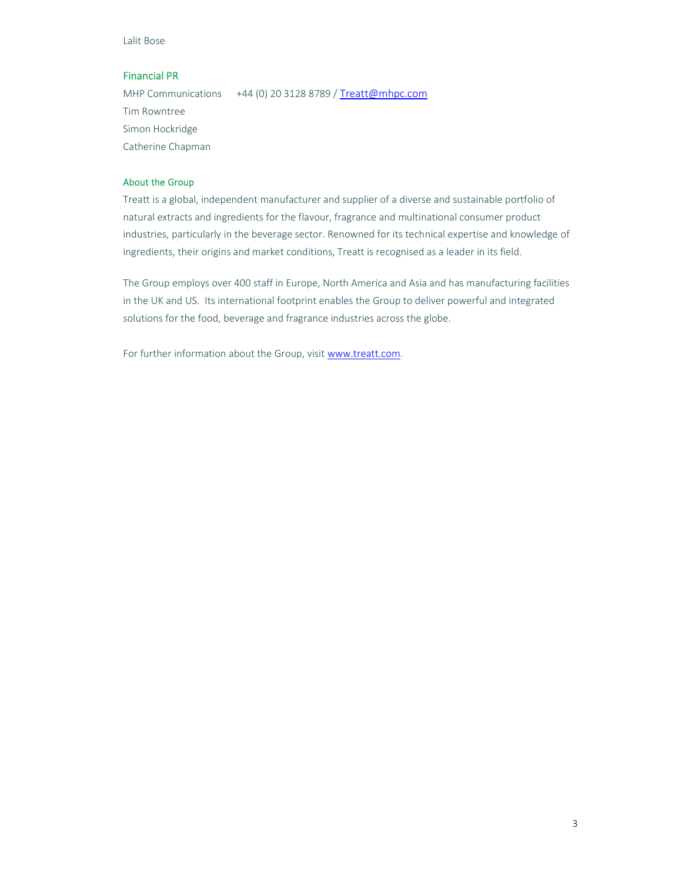Lalit Bose

### Financial PR

MHP Communications +44 (0) 20 3128 8789 / Treatt@mhpc.com
Tim Rowntree
Simon Hockridge
Catherine Chapman

### About the Group

Treatt is a global, independent manufacturer and supplier of a diverse and sustainable portfolio of natural extracts and ingredients for the flavour, fragrance and multinational consumer product industries, particularly in the beverage sector. Renowned for its technical expertise and knowledge of ingredients, their origins and market conditions, Treatt is recognised as a leader in its field.

The Group employs over 400 staff in Europe, North America and Asia and has manufacturing facilities in the UK and US. Its international footprint enables the Group to deliver powerful and integrated solutions for the food, beverage and fragrance industries across the globe.

For further information about the Group, visit www.treatt.com.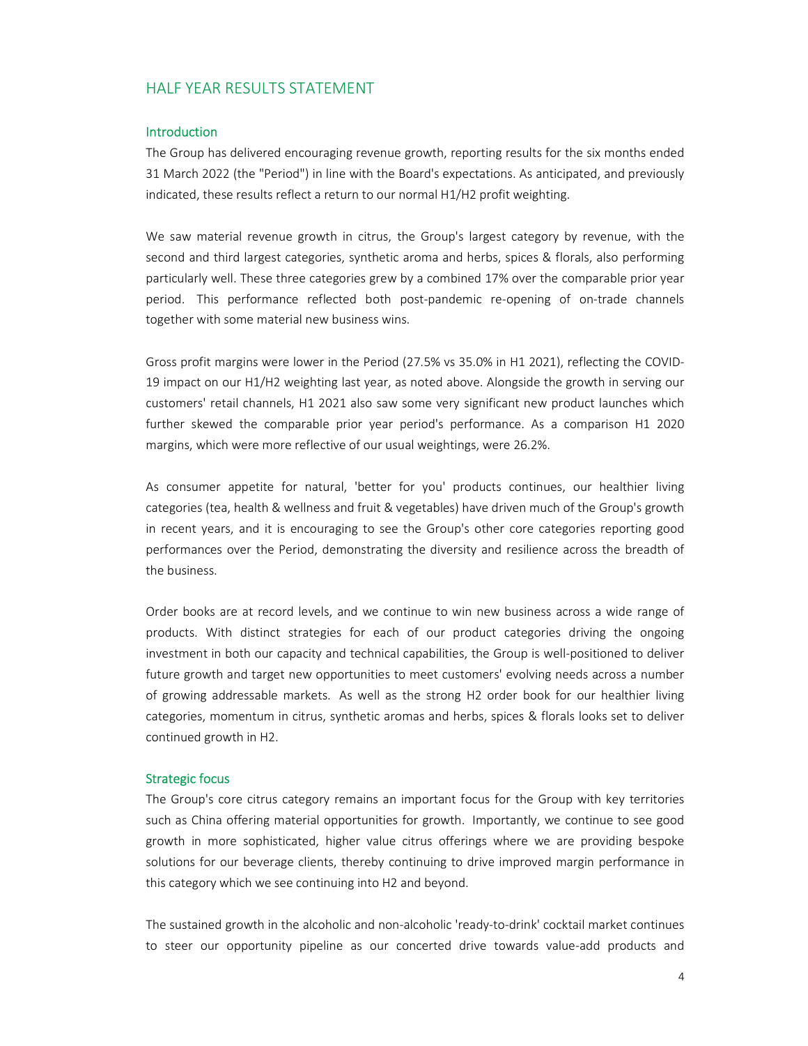## HALF YEAR RESULTS STATEMENT

### Introduction

The Group has delivered encouraging revenue growth, reporting results for the six months ended 31 March 2022 (the "Period") in line with the Board's expectations. As anticipated, and previously indicated, these results reflect a return to our normal H1/H2 profit weighting.

We saw material revenue growth in citrus, the Group's largest category by revenue, with the second and third largest categories, synthetic aroma and herbs, spices & florals, also performing particularly well. These three categories grew by a combined 17% over the comparable prior year period. This performance reflected both post-pandemic re-opening of on-trade channels together with some material new business wins.

Gross profit margins were lower in the Period (27.5% vs 35.0% in H1 2021), reflecting the COVID-19 impact on our H1/H2 weighting last year, as noted above. Alongside the growth in serving our customers' retail channels, H1 2021 also saw some very significant new product launches which further skewed the comparable prior year period's performance. As a comparison H1 2020 margins, which were more reflective of our usual weightings, were 26.2%.

As consumer appetite for natural, 'better for you' products continues, our healthier living categories (tea, health & wellness and fruit & vegetables) have driven much of the Group's growth in recent years, and it is encouraging to see the Group's other core categories reporting good performances over the Period, demonstrating the diversity and resilience across the breadth of the business.

Order books are at record levels, and we continue to win new business across a wide range of products. With distinct strategies for each of our product categories driving the ongoing investment in both our capacity and technical capabilities, the Group is well-positioned to deliver future growth and target new opportunities to meet customers' evolving needs across a number of growing addressable markets. As well as the strong H2 order book for our healthier living categories, momentum in citrus, synthetic aromas and herbs, spices & florals looks set to deliver continued growth in H2.

### Strategic focus

The Group's core citrus category remains an important focus for the Group with key territories such as China offering material opportunities for growth. Importantly, we continue to see good growth in more sophisticated, higher value citrus offerings where we are providing bespoke solutions for our beverage clients, thereby continuing to drive improved margin performance in this category which we see continuing into H2 and beyond.

The sustained growth in the alcoholic and non-alcoholic 'ready-to-drink' cocktail market continues to steer our opportunity pipeline as our concerted drive towards value-add products and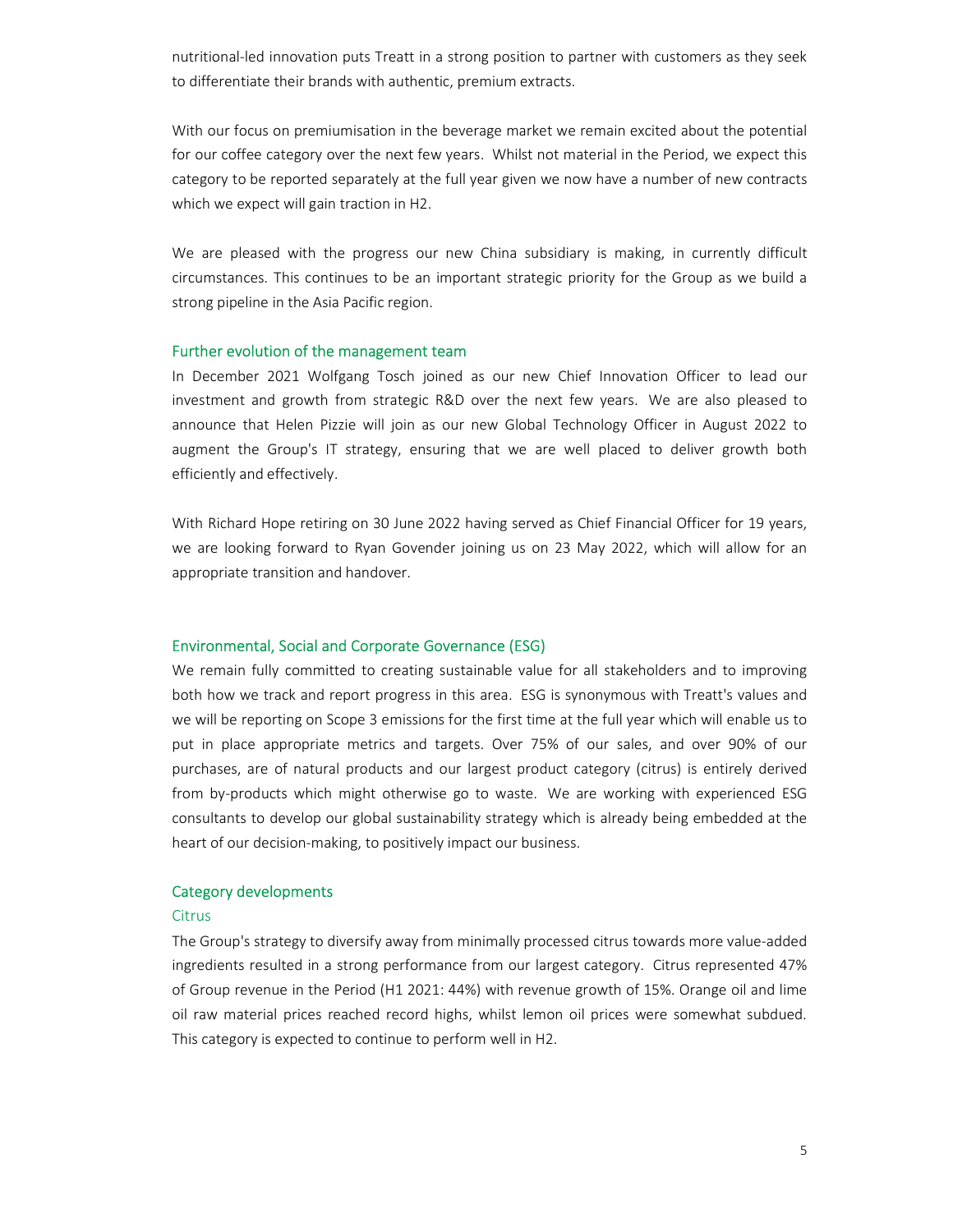nutritional-led innovation puts Treatt in a strong position to partner with customers as they seek to differentiate their brands with authentic, premium extracts.

With our focus on premiumisation in the beverage market we remain excited about the potential for our coffee category over the next few years. Whilst not material in the Period, we expect this category to be reported separately at the full year given we now have a number of new contracts which we expect will gain traction in H2.

We are pleased with the progress our new China subsidiary is making, in currently difficult circumstances. This continues to be an important strategic priority for the Group as we build a strong pipeline in the Asia Pacific region.

## Further evolution of the management team

In December 2021 Wolfgang Tosch joined as our new Chief Innovation Officer to lead our investment and growth from strategic R&D over the next few years. We are also pleased to announce that Helen Pizzie will join as our new Global Technology Officer in August 2022 to augment the Group's IT strategy, ensuring that we are well placed to deliver growth both efficiently and effectively.

With Richard Hope retiring on 30 June 2022 having served as Chief Financial Officer for 19 years, we are looking forward to Ryan Govender joining us on 23 May 2022, which will allow for an appropriate transition and handover.

## Environmental, Social and Corporate Governance (ESG)

We remain fully committed to creating sustainable value for all stakeholders and to improving both how we track and report progress in this area. ESG is synonymous with Treatt's values and we will be reporting on Scope 3 emissions for the first time at the full year which will enable us to put in place appropriate metrics and targets. Over 75% of our sales, and over 90% of our purchases, are of natural products and our largest product category (citrus) is entirely derived from by-products which might otherwise go to waste. We are working with experienced ESG consultants to develop our global sustainability strategy which is already being embedded at the heart of our decision-making, to positively impact our business.

## Category developments

### Citrus

The Group's strategy to diversify away from minimally processed citrus towards more value-added ingredients resulted in a strong performance from our largest category. Citrus represented 47% of Group revenue in the Period (H1 2021: 44%) with revenue growth of 15%. Orange oil and lime oil raw material prices reached record highs, whilst lemon oil prices were somewhat subdued. This category is expected to continue to perform well in H2.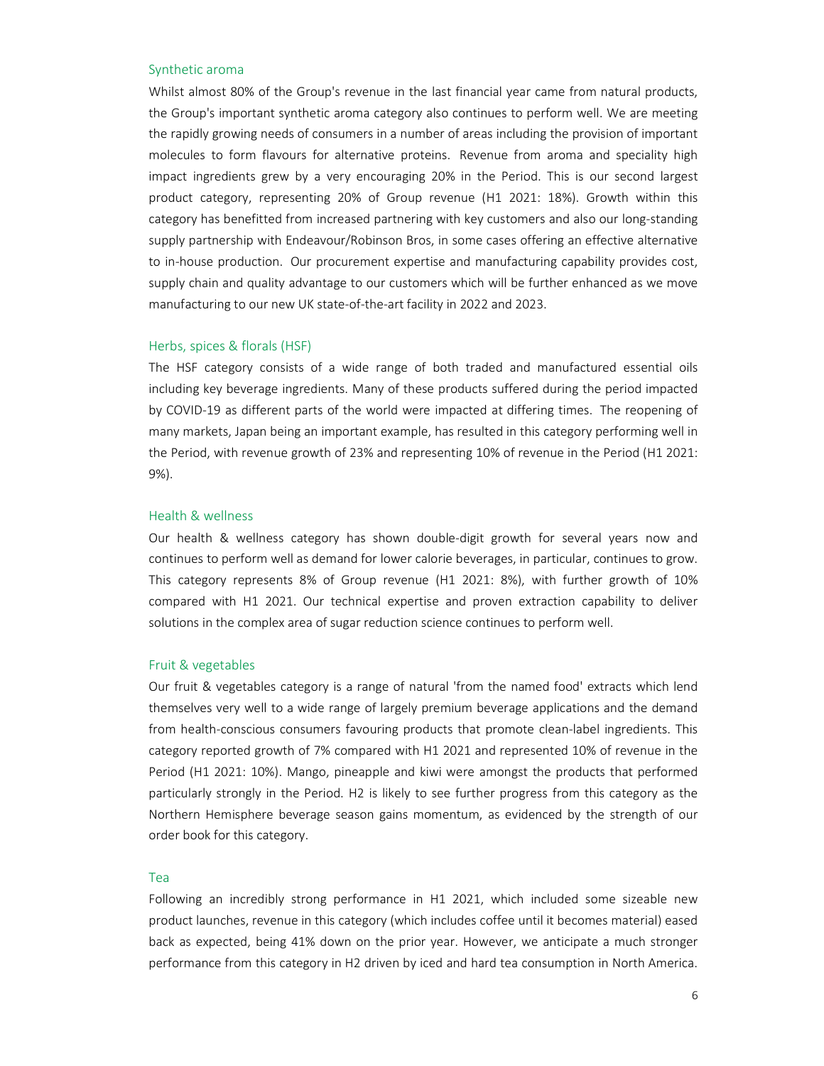### Synthetic aroma

Whilst almost 80% of the Group's revenue in the last financial year came from natural products, the Group's important synthetic aroma category also continues to perform well. We are meeting the rapidly growing needs of consumers in a number of areas including the provision of important molecules to form flavours for alternative proteins. Revenue from aroma and speciality high impact ingredients grew by a very encouraging 20% in the Period. This is our second largest product category, representing 20% of Group revenue (H1 2021: 18%). Growth within this category has benefitted from increased partnering with key customers and also our long-standing supply partnership with Endeavour/Robinson Bros, in some cases offering an effective alternative to in-house production. Our procurement expertise and manufacturing capability provides cost, supply chain and quality advantage to our customers which will be further enhanced as we move manufacturing to our new UK state-of-the-art facility in 2022 and 2023.

### Herbs, spices & florals (HSF)

The HSF category consists of a wide range of both traded and manufactured essential oils including key beverage ingredients. Many of these products suffered during the period impacted by COVID-19 as different parts of the world were impacted at differing times. The reopening of many markets, Japan being an important example, has resulted in this category performing well in the Period, with revenue growth of 23% and representing 10% of revenue in the Period (H1 2021: 9%).

### Health & wellness

Our health & wellness category has shown double-digit growth for several years now and continues to perform well as demand for lower calorie beverages, in particular, continues to grow. This category represents 8% of Group revenue (H1 2021: 8%), with further growth of 10% compared with H1 2021. Our technical expertise and proven extraction capability to deliver solutions in the complex area of sugar reduction science continues to perform well.

### Fruit & vegetables

Our fruit & vegetables category is a range of natural 'from the named food' extracts which lend themselves very well to a wide range of largely premium beverage applications and the demand from health-conscious consumers favouring products that promote clean-label ingredients. This category reported growth of 7% compared with H1 2021 and represented 10% of revenue in the Period (H1 2021: 10%). Mango, pineapple and kiwi were amongst the products that performed particularly strongly in the Period. H2 is likely to see further progress from this category as the Northern Hemisphere beverage season gains momentum, as evidenced by the strength of our order book for this category.

### Tea

Following an incredibly strong performance in H1 2021, which included some sizeable new product launches, revenue in this category (which includes coffee until it becomes material) eased back as expected, being 41% down on the prior year. However, we anticipate a much stronger performance from this category in H2 driven by iced and hard tea consumption in North America.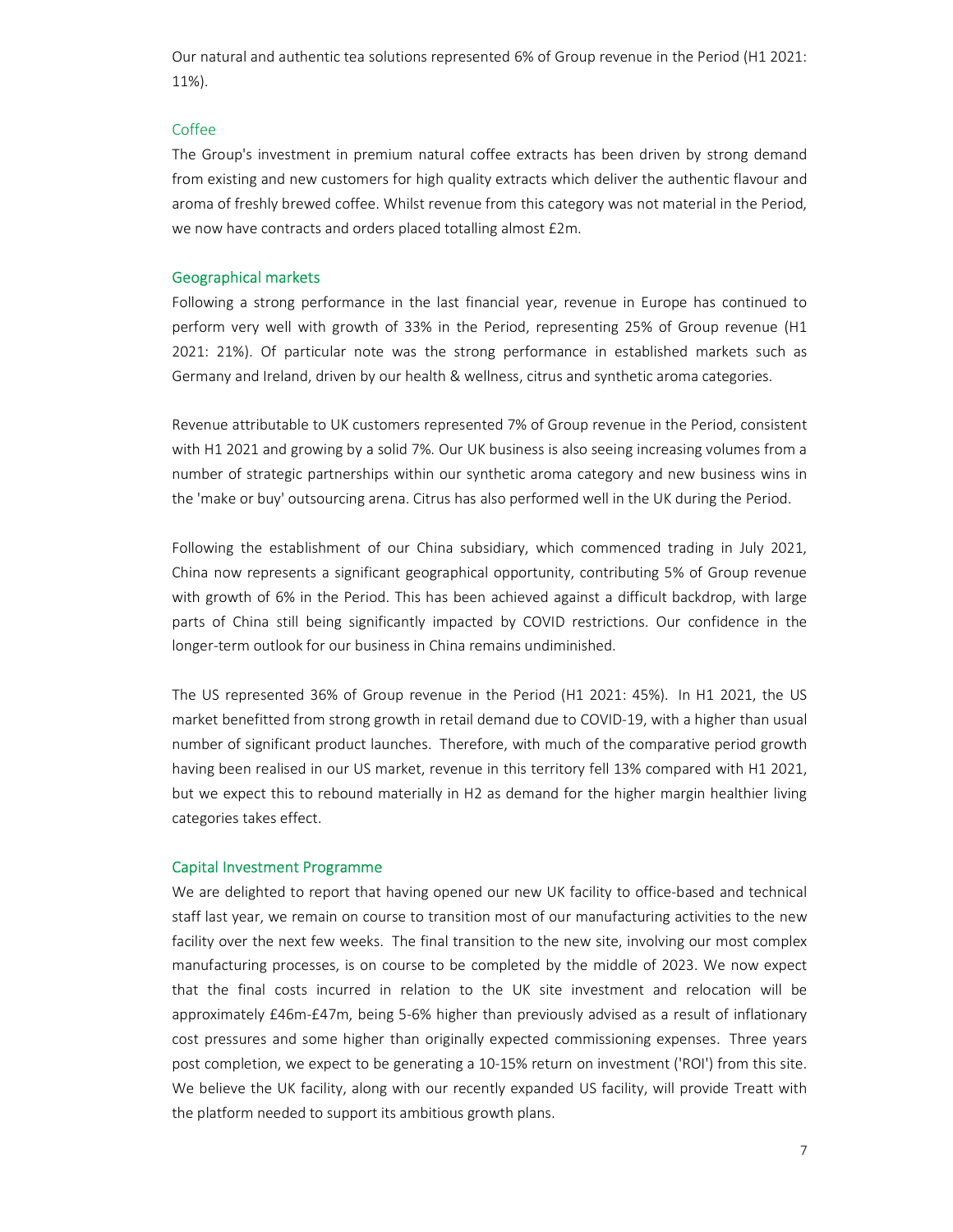Our natural and authentic tea solutions represented 6% of Group revenue in the Period (H1 2021: 11%).

### Coffee

The Group's investment in premium natural coffee extracts has been driven by strong demand from existing and new customers for high quality extracts which deliver the authentic flavour and aroma of freshly brewed coffee. Whilst revenue from this category was not material in the Period, we now have contracts and orders placed totalling almost £2m.

## Geographical markets

Following a strong performance in the last financial year, revenue in Europe has continued to perform very well with growth of 33% in the Period, representing 25% of Group revenue (H1 2021: 21%). Of particular note was the strong performance in established markets such as Germany and Ireland, driven by our health & wellness, citrus and synthetic aroma categories.

Revenue attributable to UK customers represented 7% of Group revenue in the Period, consistent with H1 2021 and growing by a solid 7%. Our UK business is also seeing increasing volumes from a number of strategic partnerships within our synthetic aroma category and new business wins in the 'make or buy' outsourcing arena. Citrus has also performed well in the UK during the Period.

Following the establishment of our China subsidiary, which commenced trading in July 2021, China now represents a significant geographical opportunity, contributing 5% of Group revenue with growth of 6% in the Period. This has been achieved against a difficult backdrop, with large parts of China still being significantly impacted by COVID restrictions. Our confidence in the longer-term outlook for our business in China remains undiminished.

The US represented 36% of Group revenue in the Period (H1 2021: 45%). In H1 2021, the US market benefitted from strong growth in retail demand due to COVID-19, with a higher than usual number of significant product launches. Therefore, with much of the comparative period growth having been realised in our US market, revenue in this territory fell 13% compared with H1 2021, but we expect this to rebound materially in H2 as demand for the higher margin healthier living categories takes effect.

## Capital Investment Programme

We are delighted to report that having opened our new UK facility to office-based and technical staff last year, we remain on course to transition most of our manufacturing activities to the new facility over the next few weeks. The final transition to the new site, involving our most complex manufacturing processes, is on course to be completed by the middle of 2023. We now expect that the final costs incurred in relation to the UK site investment and relocation will be approximately £46m-£47m, being 5-6% higher than previously advised as a result of inflationary cost pressures and some higher than originally expected commissioning expenses. Three years post completion, we expect to be generating a 10-15% return on investment ('ROI') from this site. We believe the UK facility, along with our recently expanded US facility, will provide Treatt with the platform needed to support its ambitious growth plans.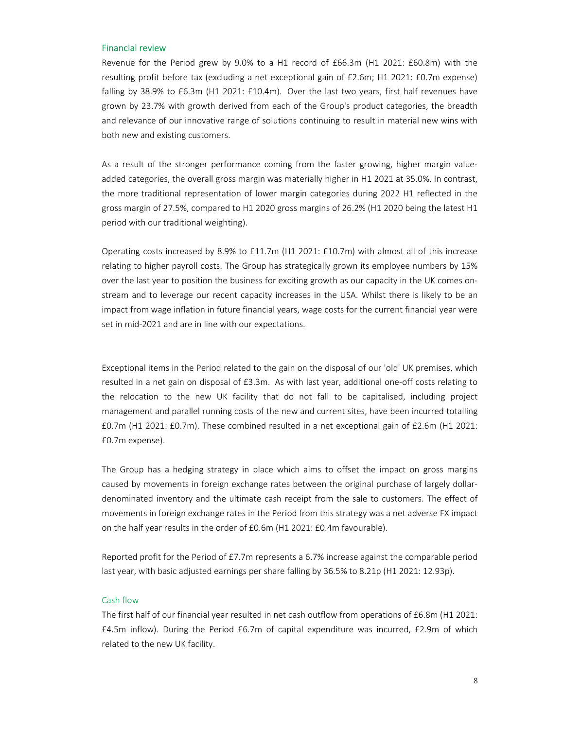## Financial review

Revenue for the Period grew by 9.0% to a H1 record of £66.3m (H1 2021: £60.8m) with the resulting profit before tax (excluding a net exceptional gain of £2.6m; H1 2021: £0.7m expense) falling by 38.9% to £6.3m (H1 2021: £10.4m). Over the last two years, first half revenues have grown by 23.7% with growth derived from each of the Group's product categories, the breadth and relevance of our innovative range of solutions continuing to result in material new wins with both new and existing customers.

As a result of the stronger performance coming from the faster growing, higher margin value-added categories, the overall gross margin was materially higher in H1 2021 at 35.0%. In contrast, the more traditional representation of lower margin categories during 2022 H1 reflected in the gross margin of 27.5%, compared to H1 2020 gross margins of 26.2% (H1 2020 being the latest H1 period with our traditional weighting).

Operating costs increased by 8.9% to £11.7m (H1 2021: £10.7m) with almost all of this increase relating to higher payroll costs. The Group has strategically grown its employee numbers by 15% over the last year to position the business for exciting growth as our capacity in the UK comes on-stream and to leverage our recent capacity increases in the USA. Whilst there is likely to be an impact from wage inflation in future financial years, wage costs for the current financial year were set in mid-2021 and are in line with our expectations.

Exceptional items in the Period related to the gain on the disposal of our 'old' UK premises, which resulted in a net gain on disposal of £3.3m. As with last year, additional one-off costs relating to the relocation to the new UK facility that do not fall to be capitalised, including project management and parallel running costs of the new and current sites, have been incurred totalling £0.7m (H1 2021: £0.7m). These combined resulted in a net exceptional gain of £2.6m (H1 2021: £0.7m expense).

The Group has a hedging strategy in place which aims to offset the impact on gross margins caused by movements in foreign exchange rates between the original purchase of largely dollar-denominated inventory and the ultimate cash receipt from the sale to customers. The effect of movements in foreign exchange rates in the Period from this strategy was a net adverse FX impact on the half year results in the order of £0.6m (H1 2021: £0.4m favourable).

Reported profit for the Period of £7.7m represents a 6.7% increase against the comparable period last year, with basic adjusted earnings per share falling by 36.5% to 8.21p (H1 2021: 12.93p).

## Cash flow

The first half of our financial year resulted in net cash outflow from operations of £6.8m (H1 2021: £4.5m inflow). During the Period £6.7m of capital expenditure was incurred, £2.9m of which related to the new UK facility.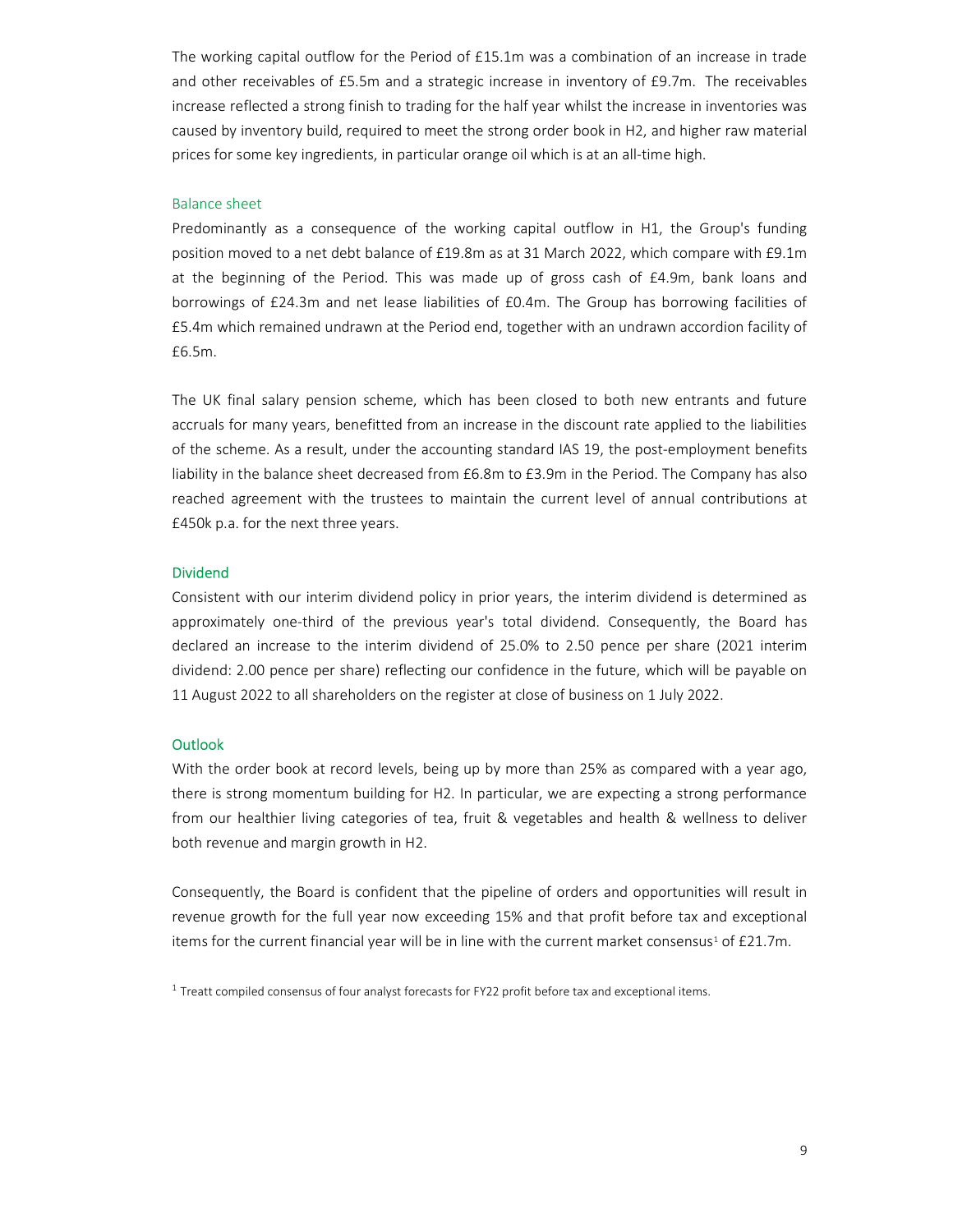The working capital outflow for the Period of £15.1m was a combination of an increase in trade and other receivables of £5.5m and a strategic increase in inventory of £9.7m. The receivables increase reflected a strong finish to trading for the half year whilst the increase in inventories was caused by inventory build, required to meet the strong order book in H2, and higher raw material prices for some key ingredients, in particular orange oil which is at an all-time high.

### Balance sheet

Predominantly as a consequence of the working capital outflow in H1, the Group's funding position moved to a net debt balance of £19.8m as at 31 March 2022, which compare with £9.1m at the beginning of the Period. This was made up of gross cash of £4.9m, bank loans and borrowings of £24.3m and net lease liabilities of £0.4m. The Group has borrowing facilities of £5.4m which remained undrawn at the Period end, together with an undrawn accordion facility of £6.5m.

The UK final salary pension scheme, which has been closed to both new entrants and future accruals for many years, benefitted from an increase in the discount rate applied to the liabilities of the scheme. As a result, under the accounting standard IAS 19, the post-employment benefits liability in the balance sheet decreased from £6.8m to £3.9m in the Period. The Company has also reached agreement with the trustees to maintain the current level of annual contributions at £450k p.a. for the next three years.

### Dividend

Consistent with our interim dividend policy in prior years, the interim dividend is determined as approximately one-third of the previous year's total dividend. Consequently, the Board has declared an increase to the interim dividend of 25.0% to 2.50 pence per share (2021 interim dividend: 2.00 pence per share) reflecting our confidence in the future, which will be payable on 11 August 2022 to all shareholders on the register at close of business on 1 July 2022.

### Outlook

With the order book at record levels, being up by more than 25% as compared with a year ago, there is strong momentum building for H2. In particular, we are expecting a strong performance from our healthier living categories of tea, fruit & vegetables and health & wellness to deliver both revenue and margin growth in H2.

Consequently, the Board is confident that the pipeline of orders and opportunities will result in revenue growth for the full year now exceeding 15% and that profit before tax and exceptional items for the current financial year will be in line with the current market consensus[1] of £21.7m.

[1] Treatt compiled consensus of four analyst forecasts for FY22 profit before tax and exceptional items.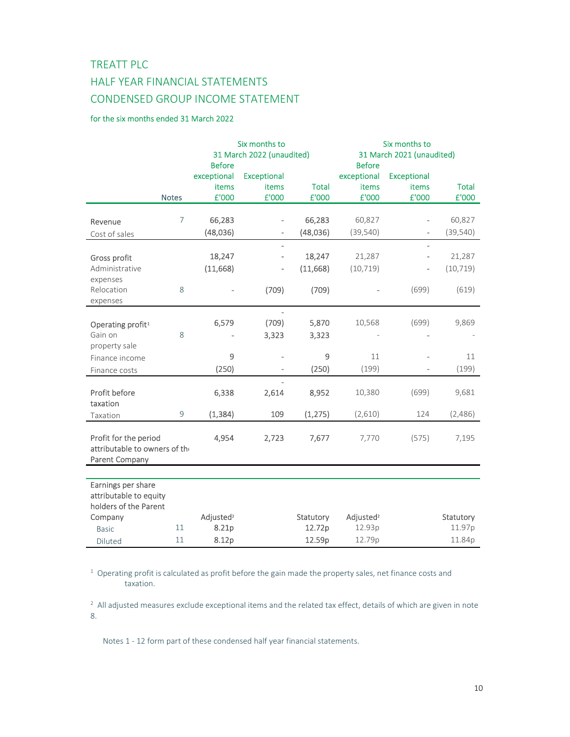# TREATT PLC

## HALF YEAR FINANCIAL STATEMENTS

## CONDENSED GROUP INCOME STATEMENT

for the six months ended 31 March 2022

| | Notes | Six months to 31 March 2022 (unaudited) Before exceptional items £'000 | Exceptional items £'000 | Total £'000 | Six months to 31 March 2021 (unaudited) Before exceptional items £'000 | Exceptional items £'000 | Total £'000 |
|---|---|---|---|---|---|---|---|
| Revenue | 7 | 66,283 | - | 66,283 | 60,827 | - | 60,827 |
| Cost of sales | | (48,036) | - | (48,036) | (39,540) | - | (39,540) |
| Gross profit | | 18,247 | - | 18,247 | 21,287 | - | 21,287 |
| Administrative expenses | | (11,668) | - | (11,668) | (10,719) | - | (10,719) |
| Relocation expenses | 8 | - | (709) | (709) | - | (699) | (619) |
| Operating profit[1] | | 6,579 | (709) | 5,870 | 10,568 | (699) | 9,869 |
| Gain on property sale | 8 | - | 3,323 | 3,323 | - | - | - |
| Finance income | | 9 | - | 9 | 11 | - | 11 |
| Finance costs | | (250) | - | (250) | (199) | - | (199) |
| Profit before taxation | | 6,338 | 2,614 | 8,952 | 10,380 | (699) | 9,681 |
| Taxation | 9 | (1,384) | 109 | (1,275) | (2,610) | 124 | (2,486) |
| Profit for the period attributable to owners of the Parent Company | | 4,954 | 2,723 | 7,677 | 7,770 | (575) | 7,195 |

| Earnings per share attributable to equity holders of the Parent Company | | Adjusted[2] | | Statutory | Adjusted[2] | | Statutory |
|---|---|---|---|---|---|---|---|
| Basic | 11 | 8.21p | | 12.72p | 12.93p | | 11.97p |
| Diluted | 11 | 8.12p | | 12.59p | 12.79p | | 11.84p |

[1] Operating profit is calculated as profit before the gain made the property sales, net finance costs and taxation.

[2] All adjusted measures exclude exceptional items and the related tax effect, details of which are given in note 8.

Notes 1 - 12 form part of these condensed half year financial statements.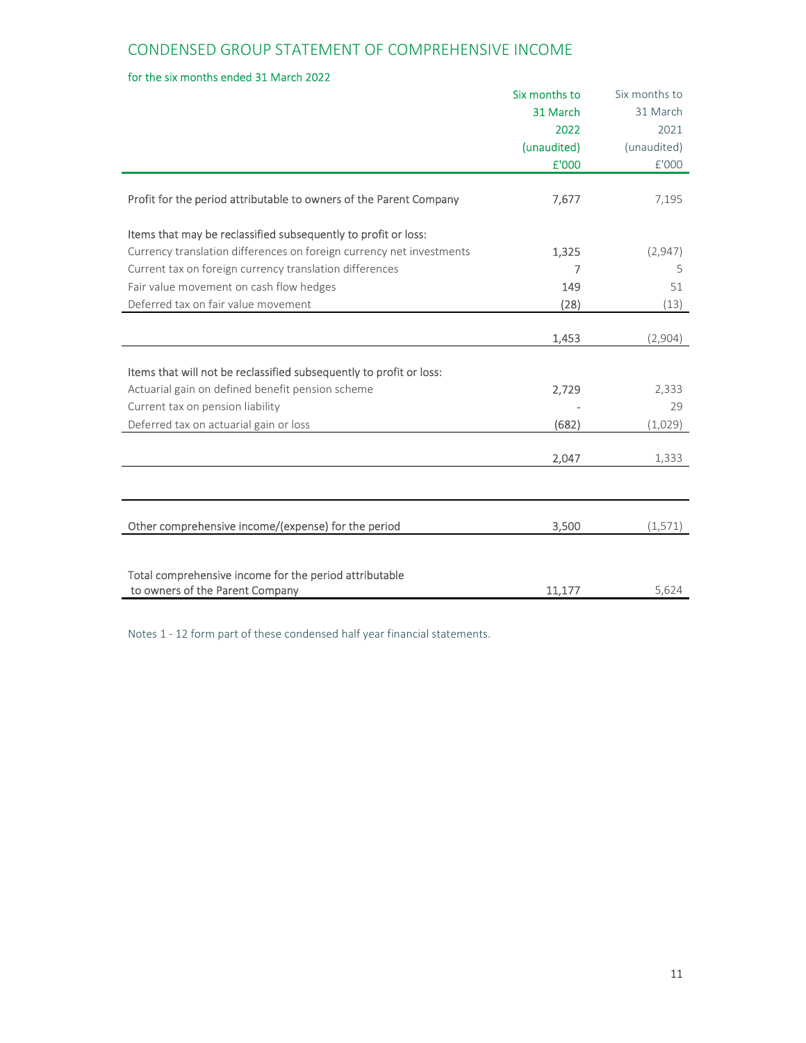# CONDENSED GROUP STATEMENT OF COMPREHENSIVE INCOME

for the six months ended 31 March 2022

| | Six months to 31 March 2022 (unaudited) £'000 | Six months to 31 March 2021 (unaudited) £'000 |
|---|---|---|
| Profit for the period attributable to owners of the Parent Company | 7,677 | 7,195 |
| | | |
| Items that may be reclassified subsequently to profit or loss: | | |
| Currency translation differences on foreign currency net investments | 1,325 | (2,947) |
| Current tax on foreign currency translation differences | 7 | 5 |
| Fair value movement on cash flow hedges | 149 | 51 |
| Deferred tax on fair value movement | (28) | (13) |
| | 1,453 | (2,904) |
| | | |
| Items that will not be reclassified subsequently to profit or loss: | | |
| Actuarial gain on defined benefit pension scheme | 2,729 | 2,333 |
| Current tax on pension liability | - | 29 |
| Deferred tax on actuarial gain or loss | (682) | (1,029) |
| | 2,047 | 1,333 |
| | | |
| Other comprehensive income/(expense) for the period | 3,500 | (1,571) |
| | | |
| Total comprehensive income for the period attributable to owners of the Parent Company | 11,177 | 5,624 |

Notes 1 - 12 form part of these condensed half year financial statements.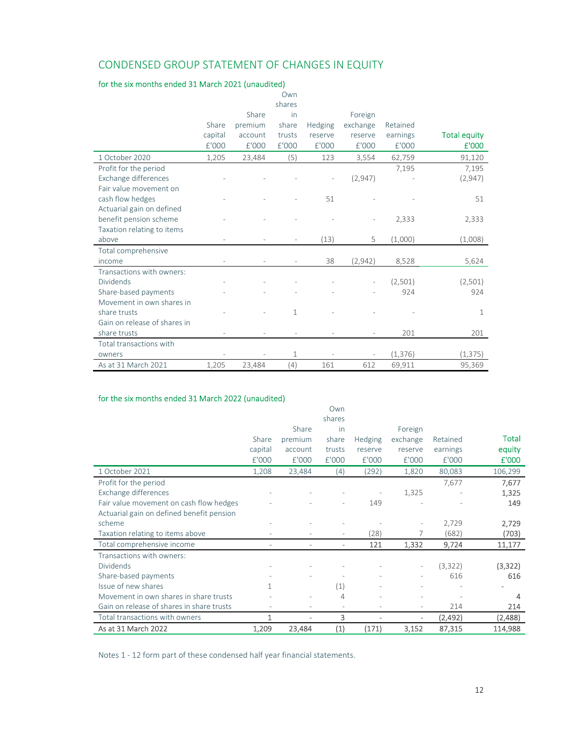# CONDENSED GROUP STATEMENT OF CHANGES IN EQUITY

## for the six months ended 31 March 2021 (unaudited)

| | Share capital £'000 | Share premium account £'000 | Own shares in share trusts £'000 | Hedging reserve £'000 | Foreign exchange reserve £'000 | Retained earnings £'000 | Total equity £'000 |
|---|---|---|---|---|---|---|---|
| 1 October 2020 | 1,205 | 23,484 | (5) | 123 | 3,554 | 62,759 | 91,120 |
| Profit for the period | | | | | | 7,195 | 7,195 |
| Exchange differences | - | - | - | - | (2,947) | - | (2,947) |
| Fair value movement on cash flow hedges | - | - | - | 51 | - | - | 51 |
| Actuarial gain on defined benefit pension scheme | - | - | - | - | - | 2,333 | 2,333 |
| Taxation relating to items above | - | - | - | (13) | 5 | (1,000) | (1,008) |
| Total comprehensive income | - | - | - | 38 | (2,942) | 8,528 | 5,624 |
| Transactions with owners: | | | | | | | |
| Dividends | - | - | - | - | - | (2,501) | (2,501) |
| Share-based payments | - | - | - | - | - | 924 | 924 |
| Movement in own shares in share trusts | - | - | 1 | - | - | - | 1 |
| Gain on release of shares in share trusts | - | - | - | - | - | 201 | 201 |
| Total transactions with owners | - | - | 1 | - | - | (1,376) | (1,375) |
| As at 31 March 2021 | 1,205 | 23,484 | (4) | 161 | 612 | 69,911 | 95,369 |

## for the six months ended 31 March 2022 (unaudited)

| | Share capital £'000 | Share premium account £'000 | Own shares in share trusts £'000 | Hedging reserve £'000 | Foreign exchange reserve £'000 | Retained earnings £'000 | Total equity £'000 |
|---|---|---|---|---|---|---|---|
| 1 October 2021 | 1,208 | 23,484 | (4) | (292) | 1,820 | 80,083 | 106,299 |
| Profit for the period | | | | | | 7,677 | 7,677 |
| Exchange differences | - | - | - | - | 1,325 | - | 1,325 |
| Fair value movement on cash flow hedges | - | - | - | 149 | - | - | 149 |
| Actuarial gain on defined benefit pension scheme | - | - | - | - | - | 2,729 | 2,729 |
| Taxation relating to items above | - | - | - | (28) | 7 | (682) | (703) |
| Total comprehensive income | - | - | - | 121 | 1,332 | 9,724 | 11,177 |
| Transactions with owners: | | | | | | | |
| Dividends | - | - | - | - | - | (3,322) | (3,322) |
| Share-based payments | - | - | - | - | - | 616 | 616 |
| Issue of new shares | 1 | | (1) | - | - | - | - |
| Movement in own shares in share trusts | - | - | 4 | - | - | - | 4 |
| Gain on release of shares in share trusts | - | - | - | - | - | 214 | 214 |
| Total transactions with owners | 1 | - | 3 | - | - | (2,492) | (2,488) |
| As at 31 March 2022 | 1,209 | 23,484 | (1) | (171) | 3,152 | 87,315 | 114,988 |

Notes 1 - 12 form part of these condensed half year financial statements.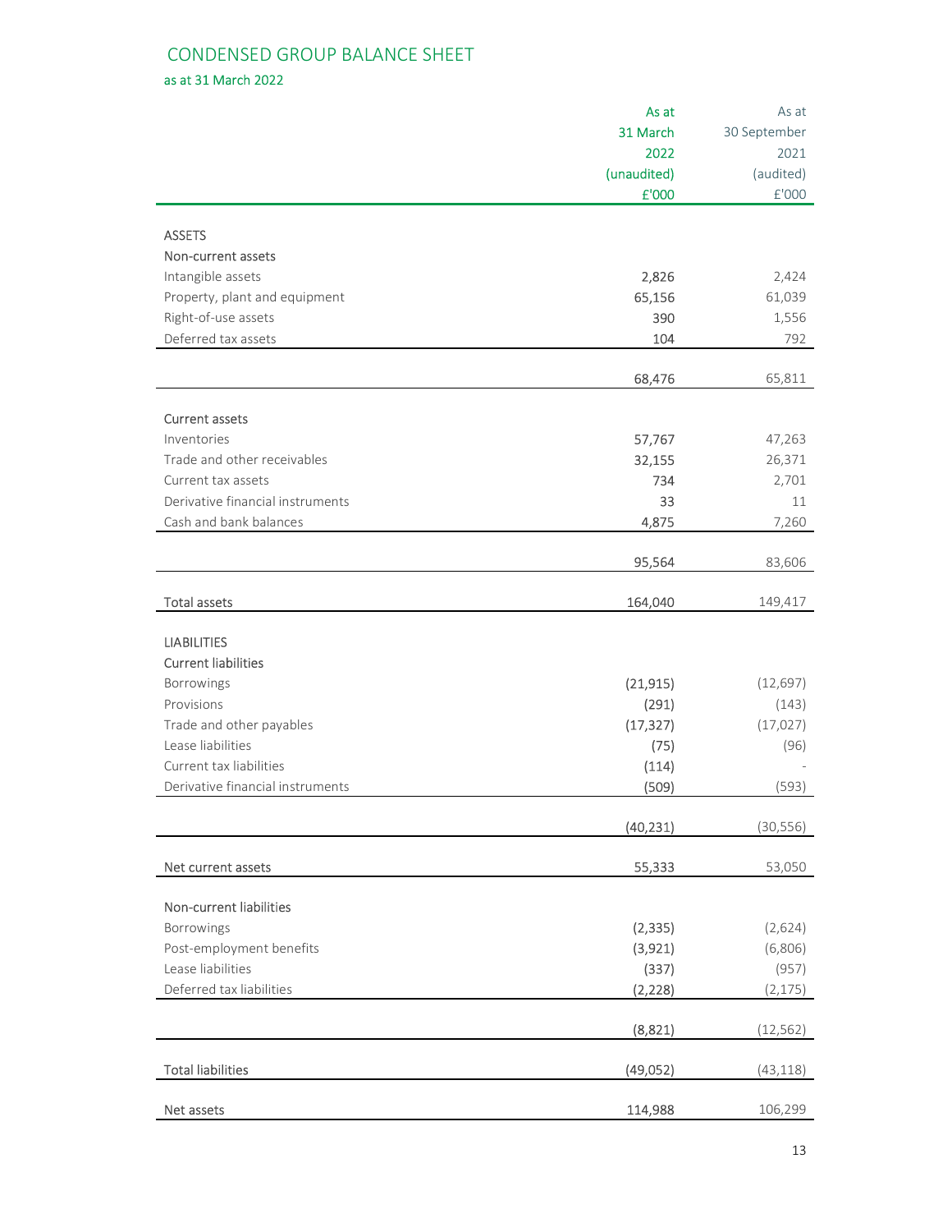# CONDENSED GROUP BALANCE SHEET

as at 31 March 2022

| | As at 31 March 2022 (unaudited) £'000 | As at 30 September 2021 (audited) £'000 |
|---|---|---|
| **ASSETS** | | |
| Non-current assets | | |
| Intangible assets | 2,826 | 2,424 |
| Property, plant and equipment | 65,156 | 61,039 |
| Right-of-use assets | 390 | 1,556 |
| Deferred tax assets | 104 | 792 |
| | 68,476 | 65,811 |
| Current assets | | |
| Inventories | 57,767 | 47,263 |
| Trade and other receivables | 32,155 | 26,371 |
| Current tax assets | 734 | 2,701 |
| Derivative financial instruments | 33 | 11 |
| Cash and bank balances | 4,875 | 7,260 |
| | 95,564 | 83,606 |
| Total assets | 164,040 | 149,417 |
| **LIABILITIES** | | |
| Current liabilities | | |
| Borrowings | (21,915) | (12,697) |
| Provisions | (291) | (143) |
| Trade and other payables | (17,327) | (17,027) |
| Lease liabilities | (75) | (96) |
| Current tax liabilities | (114) | - |
| Derivative financial instruments | (509) | (593) |
| | (40,231) | (30,556) |
| Net current assets | 55,333 | 53,050 |
| Non-current liabilities | | |
| Borrowings | (2,335) | (2,624) |
| Post-employment benefits | (3,921) | (6,806) |
| Lease liabilities | (337) | (957) |
| Deferred tax liabilities | (2,228) | (2,175) |
| | (8,821) | (12,562) |
| Total liabilities | (49,052) | (43,118) |
| Net assets | 114,988 | 106,299 |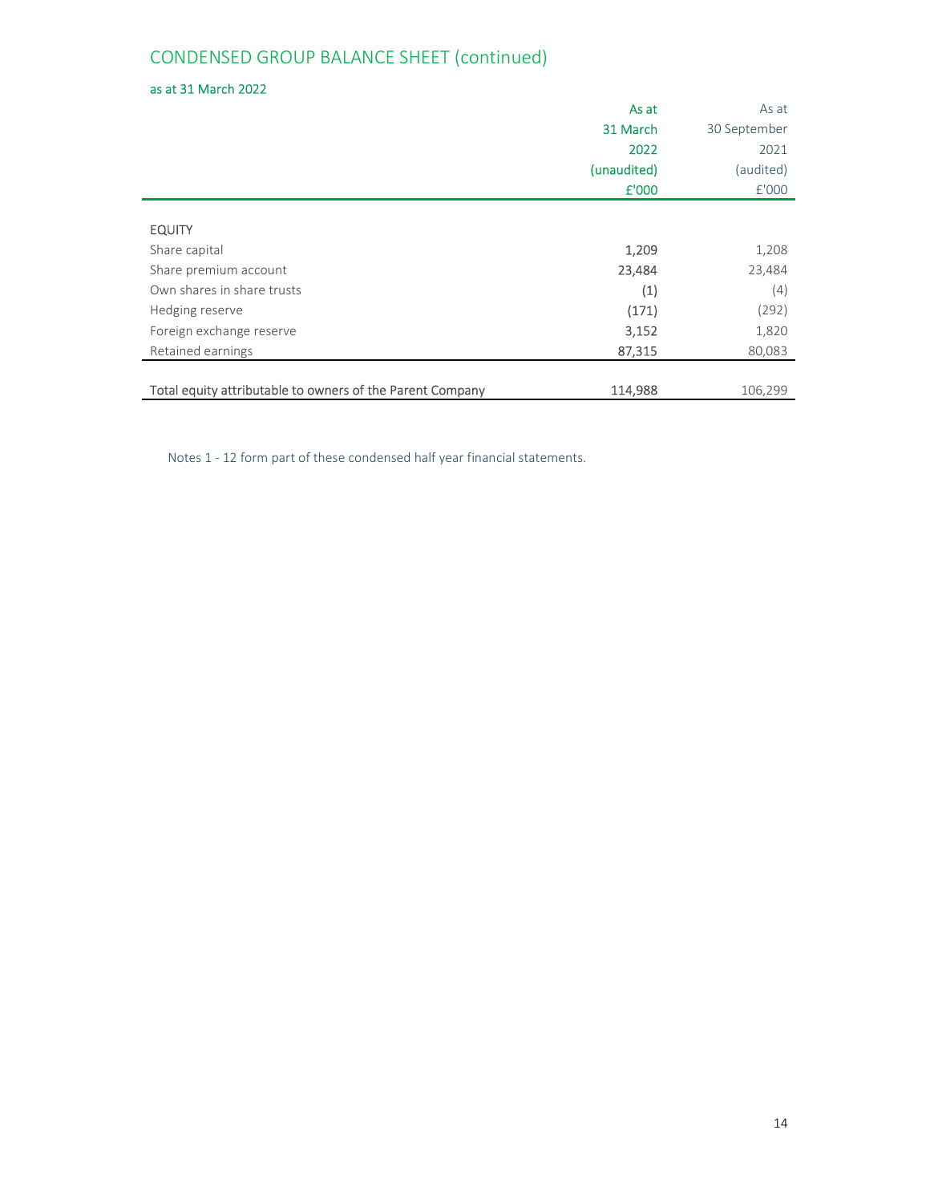## CONDENSED GROUP BALANCE SHEET (continued)

as at 31 March 2022

| | As at 31 March 2022 (unaudited) £'000 | As at 30 September 2021 (audited) £'000 |
|---|---|---|
| **EQUITY** | | |
| Share capital | 1,209 | 1,208 |
| Share premium account | 23,484 | 23,484 |
| Own shares in share trusts | (1) | (4) |
| Hedging reserve | (171) | (292) |
| Foreign exchange reserve | 3,152 | 1,820 |
| Retained earnings | 87,315 | 80,083 |
| Total equity attributable to owners of the Parent Company | 114,988 | 106,299 |

Notes 1 - 12 form part of these condensed half year financial statements.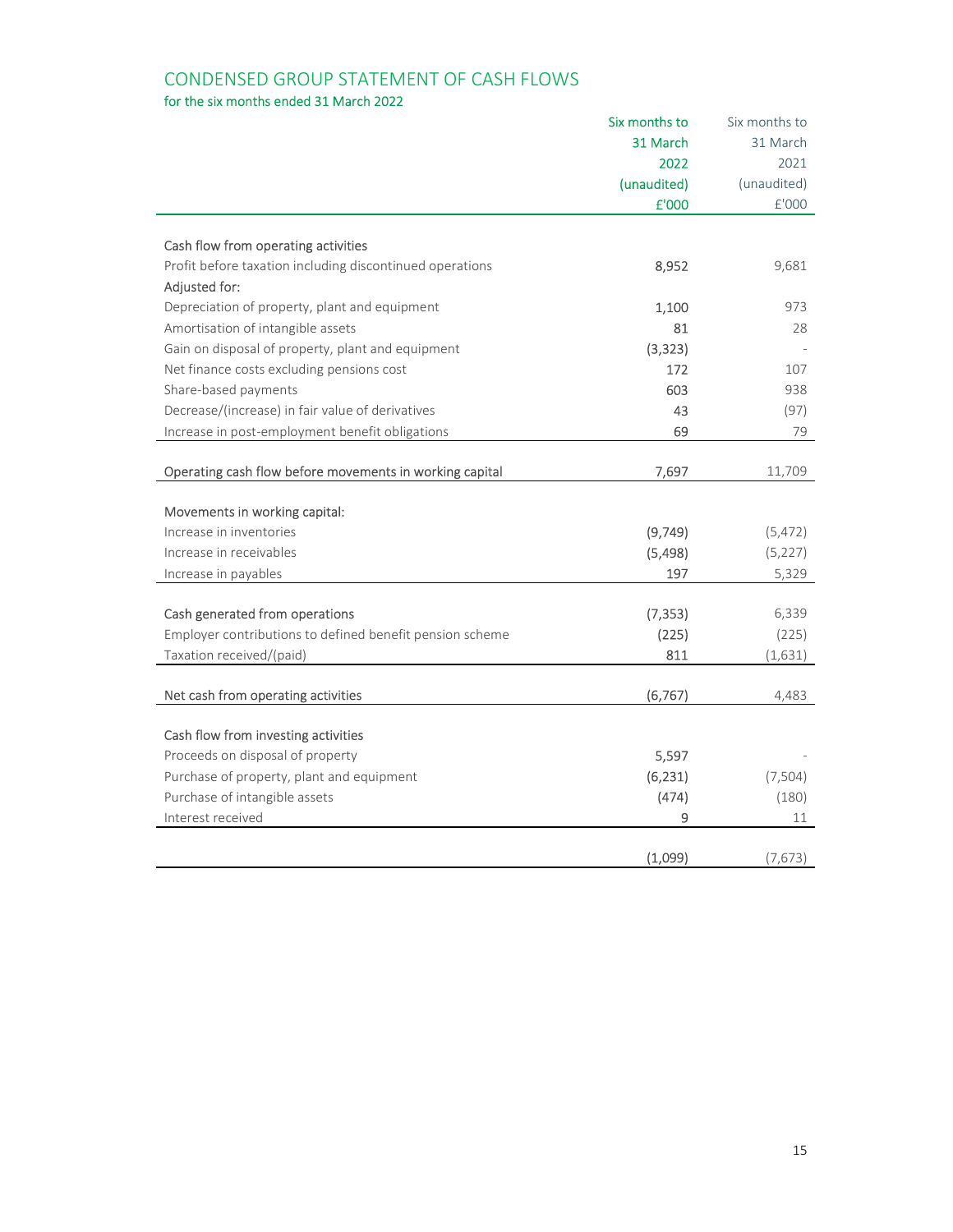## CONDENSED GROUP STATEMENT OF CASH FLOWS

### for the six months ended 31 March 2022

| | Six months to 31 March 2022 (unaudited) £'000 | Six months to 31 March 2021 (unaudited) £'000 |
|---|---|---|
| **Cash flow from operating activities** | | |
| Profit before taxation including discontinued operations | 8,952 | 9,681 |
| Adjusted for: | | |
| Depreciation of property, plant and equipment | 1,100 | 973 |
| Amortisation of intangible assets | 81 | 28 |
| Gain on disposal of property, plant and equipment | (3,323) | - |
| Net finance costs excluding pensions cost | 172 | 107 |
| Share-based payments | 603 | 938 |
| Decrease/(increase) in fair value of derivatives | 43 | (97) |
| Increase in post-employment benefit obligations | 69 | 79 |
| **Operating cash flow before movements in working capital** | 7,697 | 11,709 |
| **Movements in working capital:** | | |
| Increase in inventories | (9,749) | (5,472) |
| Increase in receivables | (5,498) | (5,227) |
| Increase in payables | 197 | 5,329 |
| **Cash generated from operations** | (7,353) | 6,339 |
| Employer contributions to defined benefit pension scheme | (225) | (225) |
| Taxation received/(paid) | 811 | (1,631) |
| **Net cash from operating activities** | (6,767) | 4,483 |
| **Cash flow from investing activities** | | |
| Proceeds on disposal of property | 5,597 | - |
| Purchase of property, plant and equipment | (6,231) | (7,504) |
| Purchase of intangible assets | (474) | (180) |
| Interest received | 9 | 11 |
| | (1,099) | (7,673) |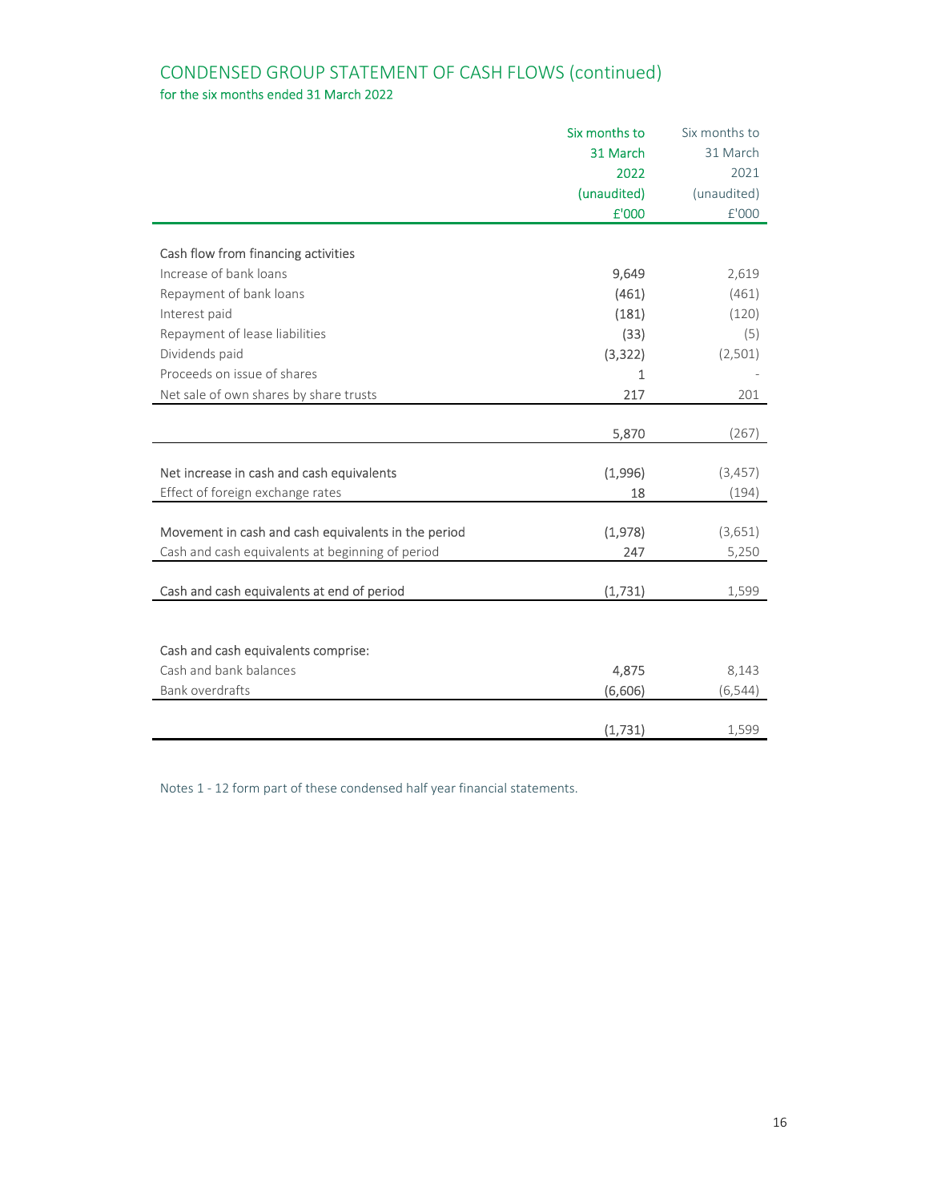## CONDENSED GROUP STATEMENT OF CASH FLOWS (continued)

for the six months ended 31 March 2022

| | Six months to 31 March 2022 (unaudited) £'000 | Six months to 31 March 2021 (unaudited) £'000 |
|---|---|---|
| **Cash flow from financing activities** | | |
| Increase of bank loans | 9,649 | 2,619 |
| Repayment of bank loans | (461) | (461) |
| Interest paid | (181) | (120) |
| Repayment of lease liabilities | (33) | (5) |
| Dividends paid | (3,322) | (2,501) |
| Proceeds on issue of shares | 1 | - |
| Net sale of own shares by share trusts | 217 | 201 |
| | 5,870 | (267) |
| Net increase in cash and cash equivalents | (1,996) | (3,457) |
| Effect of foreign exchange rates | 18 | (194) |
| Movement in cash and cash equivalents in the period | (1,978) | (3,651) |
| Cash and cash equivalents at beginning of period | 247 | 5,250 |
| Cash and cash equivalents at end of period | (1,731) | 1,599 |
| | | |
| **Cash and cash equivalents comprise:** | | |
| Cash and bank balances | 4,875 | 8,143 |
| Bank overdrafts | (6,606) | (6,544) |
| | (1,731) | 1,599 |

Notes 1 - 12 form part of these condensed half year financial statements.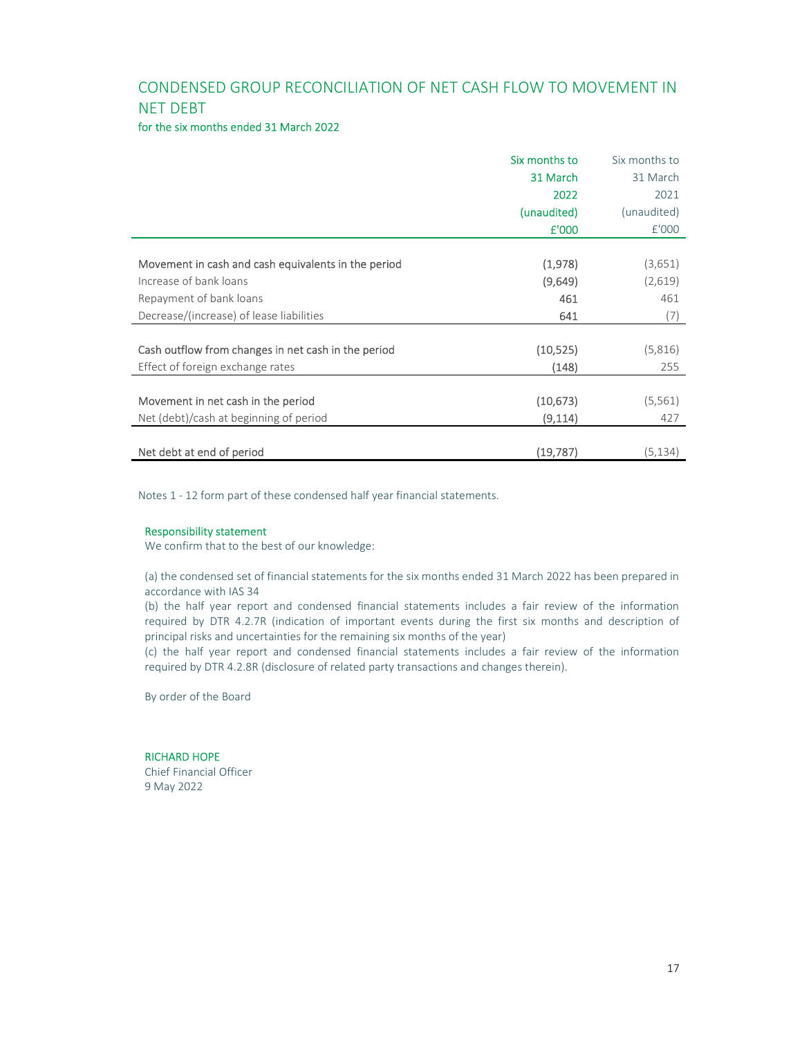## CONDENSED GROUP RECONCILIATION OF NET CASH FLOW TO MOVEMENT IN NET DEBT

for the six months ended 31 March 2022

| | Six months to 31 March 2022 (unaudited) £'000 | Six months to 31 March 2021 (unaudited) £'000 |
|---|---|---|
| Movement in cash and cash equivalents in the period | (1,978) | (3,651) |
| Increase of bank loans | (9,649) | (2,619) |
| Repayment of bank loans | 461 | 461 |
| Decrease/(increase) of lease liabilities | 641 | (7) |
| Cash outflow from changes in net cash in the period | (10,525) | (5,816) |
| Effect of foreign exchange rates | (148) | 255 |
| Movement in net cash in the period | (10,673) | (5,561) |
| Net (debt)/cash at beginning of period | (9,114) | 427 |
| Net debt at end of period | (19,787) | (5,134) |

Notes 1 - 12 form part of these condensed half year financial statements.

### Responsibility statement

We confirm that to the best of our knowledge:

(a) the condensed set of financial statements for the six months ended 31 March 2022 has been prepared in accordance with IAS 34

(b) the half year report and condensed financial statements includes a fair review of the information required by DTR 4.2.7R (indication of important events during the first six months and description of principal risks and uncertainties for the remaining six months of the year)

(c) the half year report and condensed financial statements includes a fair review of the information required by DTR 4.2.8R (disclosure of related party transactions and changes therein).

By order of the Board

RICHARD HOPE
Chief Financial Officer
9 May 2022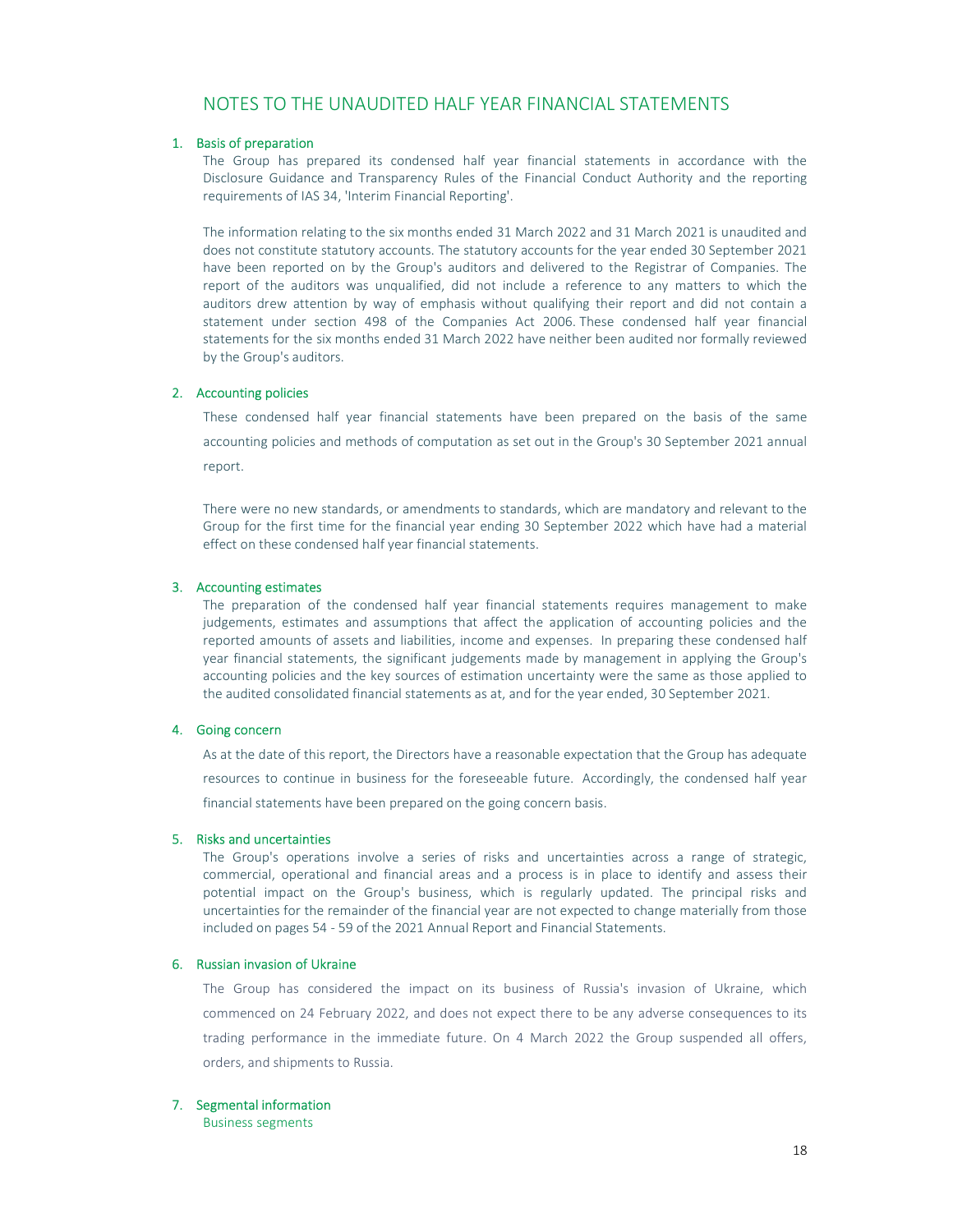# NOTES TO THE UNAUDITED HALF YEAR FINANCIAL STATEMENTS

## 1. Basis of preparation

The Group has prepared its condensed half year financial statements in accordance with the Disclosure Guidance and Transparency Rules of the Financial Conduct Authority and the reporting requirements of IAS 34, 'Interim Financial Reporting'.

The information relating to the six months ended 31 March 2022 and 31 March 2021 is unaudited and does not constitute statutory accounts. The statutory accounts for the year ended 30 September 2021 have been reported on by the Group's auditors and delivered to the Registrar of Companies. The report of the auditors was unqualified, did not include a reference to any matters to which the auditors drew attention by way of emphasis without qualifying their report and did not contain a statement under section 498 of the Companies Act 2006. These condensed half year financial statements for the six months ended 31 March 2022 have neither been audited nor formally reviewed by the Group's auditors.

## 2. Accounting policies

These condensed half year financial statements have been prepared on the basis of the same accounting policies and methods of computation as set out in the Group's 30 September 2021 annual report.

There were no new standards, or amendments to standards, which are mandatory and relevant to the Group for the first time for the financial year ending 30 September 2022 which have had a material effect on these condensed half year financial statements.

## 3. Accounting estimates

The preparation of the condensed half year financial statements requires management to make judgements, estimates and assumptions that affect the application of accounting policies and the reported amounts of assets and liabilities, income and expenses. In preparing these condensed half year financial statements, the significant judgements made by management in applying the Group's accounting policies and the key sources of estimation uncertainty were the same as those applied to the audited consolidated financial statements as at, and for the year ended, 30 September 2021.

## 4. Going concern

As at the date of this report, the Directors have a reasonable expectation that the Group has adequate resources to continue in business for the foreseeable future. Accordingly, the condensed half year financial statements have been prepared on the going concern basis.

## 5. Risks and uncertainties

The Group's operations involve a series of risks and uncertainties across a range of strategic, commercial, operational and financial areas and a process is in place to identify and assess their potential impact on the Group's business, which is regularly updated. The principal risks and uncertainties for the remainder of the financial year are not expected to change materially from those included on pages 54 - 59 of the 2021 Annual Report and Financial Statements.

## 6. Russian invasion of Ukraine

The Group has considered the impact on its business of Russia's invasion of Ukraine, which commenced on 24 February 2022, and does not expect there to be any adverse consequences to its trading performance in the immediate future. On 4 March 2022 the Group suspended all offers, orders, and shipments to Russia.

## 7. Segmental information

### Business segments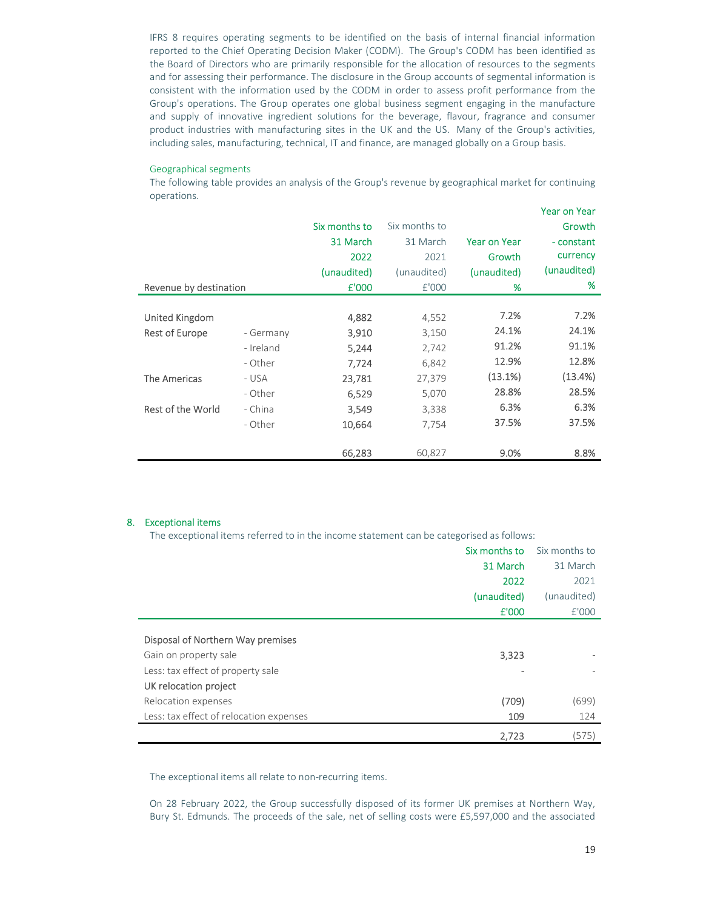IFRS 8 requires operating segments to be identified on the basis of internal financial information reported to the Chief Operating Decision Maker (CODM). The Group's CODM has been identified as the Board of Directors who are primarily responsible for the allocation of resources to the segments and for assessing their performance. The disclosure in the Group accounts of segmental information is consistent with the information used by the CODM in order to assess profit performance from the Group's operations. The Group operates one global business segment engaging in the manufacture and supply of innovative ingredient solutions for the beverage, flavour, fragrance and consumer product industries with manufacturing sites in the UK and the US. Many of the Group's activities, including sales, manufacturing, technical, IT and finance, are managed globally on a Group basis.

### Geographical segments

The following table provides an analysis of the Group's revenue by geographical market for continuing operations.

| Revenue by destination | | Six months to 31 March 2022 (unaudited) £'000 | Six months to 31 March 2021 (unaudited) £'000 | Year on Year Growth (unaudited) % | Year on Year Growth - constant currency (unaudited) % |
|---|---|---|---|---|---|
| United Kingdom | | 4,882 | 4,552 | 7.2% | 7.2% |
| Rest of Europe | - Germany | 3,910 | 3,150 | 24.1% | 24.1% |
| | - Ireland | 5,244 | 2,742 | 91.2% | 91.1% |
| | - Other | 7,724 | 6,842 | 12.9% | 12.8% |
| The Americas | - USA | 23,781 | 27,379 | (13.1%) | (13.4%) |
| | - Other | 6,529 | 5,070 | 28.8% | 28.5% |
| Rest of the World | - China | 3,549 | 3,338 | 6.3% | 6.3% |
| | - Other | 10,664 | 7,754 | 37.5% | 37.5% |
| | | 66,283 | 60,827 | 9.0% | 8.8% |

## 8. Exceptional items

The exceptional items referred to in the income statement can be categorised as follows:

| | Six months to 31 March 2022 (unaudited) £'000 | Six months to 31 March 2021 (unaudited) £'000 |
|---|---|---|
| Disposal of Northern Way premises | | |
| Gain on property sale | 3,323 | - |
| Less: tax effect of property sale | - | - |
| UK relocation project | | |
| Relocation expenses | (709) | (699) |
| Less: tax effect of relocation expenses | 109 | 124 |
| | 2,723 | (575) |

The exceptional items all relate to non-recurring items.

On 28 February 2022, the Group successfully disposed of its former UK premises at Northern Way, Bury St. Edmunds. The proceeds of the sale, net of selling costs were £5,597,000 and the associated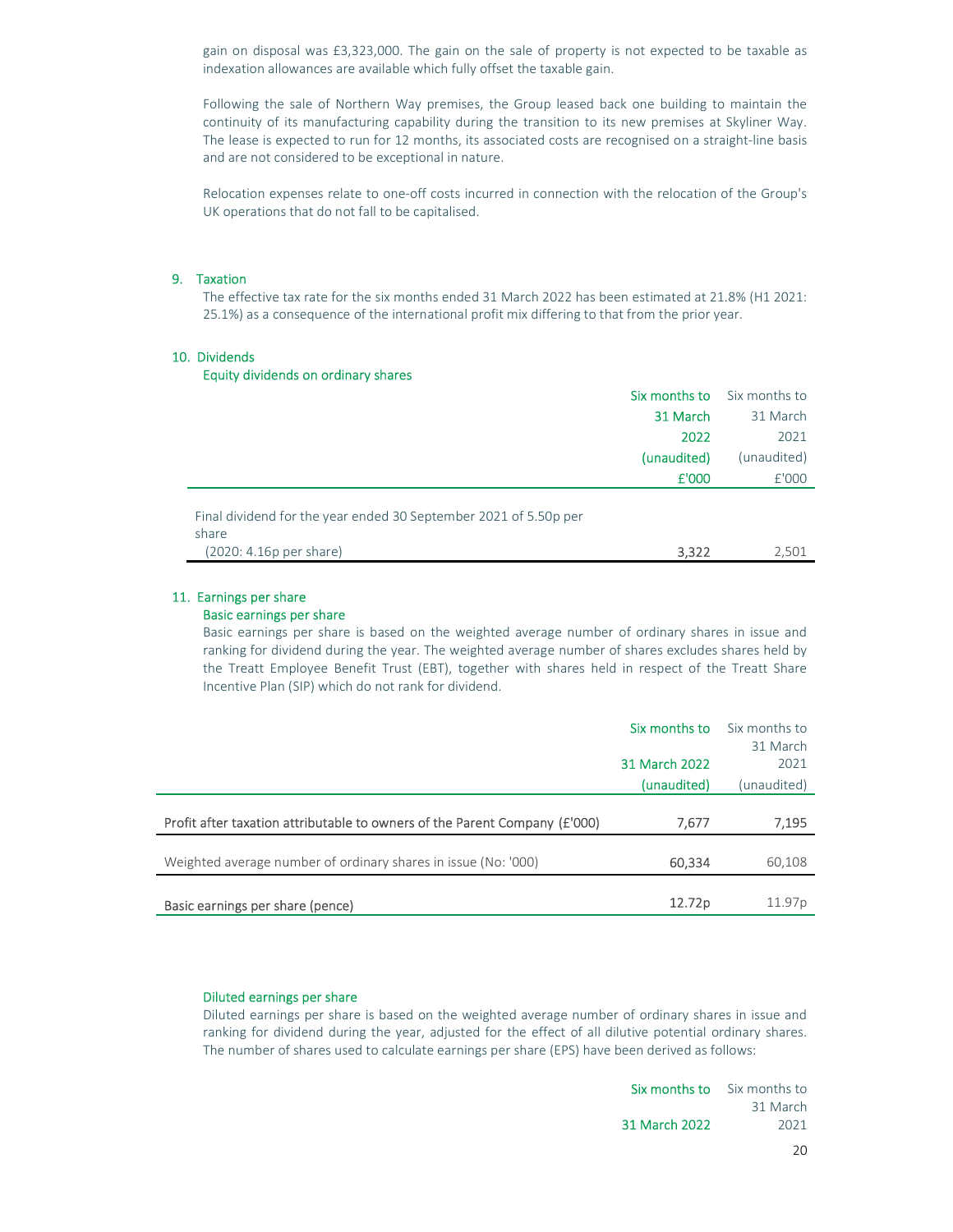gain on disposal was £3,323,000. The gain on the sale of property is not expected to be taxable as indexation allowances are available which fully offset the taxable gain.

Following the sale of Northern Way premises, the Group leased back one building to maintain the continuity of its manufacturing capability during the transition to its new premises at Skyliner Way. The lease is expected to run for 12 months, its associated costs are recognised on a straight-line basis and are not considered to be exceptional in nature.

Relocation expenses relate to one-off costs incurred in connection with the relocation of the Group's UK operations that do not fall to be capitalised.

## 9. Taxation

The effective tax rate for the six months ended 31 March 2022 has been estimated at 21.8% (H1 2021: 25.1%) as a consequence of the international profit mix differing to that from the prior year.

## 10. Dividends

### Equity dividends on ordinary shares

| | Six months to 31 March 2022 (unaudited) £'000 | Six months to 31 March 2021 (unaudited) £'000 |
|---|---|---|
| Final dividend for the year ended 30 September 2021 of 5.50p per share (2020: 4.16p per share) | 3,322 | 2,501 |

## 11. Earnings per share

### Basic earnings per share

Basic earnings per share is based on the weighted average number of ordinary shares in issue and ranking for dividend during the year. The weighted average number of shares excludes shares held by the Treatt Employee Benefit Trust (EBT), together with shares held in respect of the Treatt Share Incentive Plan (SIP) which do not rank for dividend.

| | Six months to 31 March 2022 (unaudited) | Six months to 31 March 2021 (unaudited) |
|---|---|---|
| Profit after taxation attributable to owners of the Parent Company (£'000) | 7,677 | 7,195 |
| Weighted average number of ordinary shares in issue (No: '000) | 60,334 | 60,108 |
| Basic earnings per share (pence) | 12.72p | 11.97p |

### Diluted earnings per share

Diluted earnings per share is based on the weighted average number of ordinary shares in issue and ranking for dividend during the year, adjusted for the effect of all dilutive potential ordinary shares. The number of shares used to calculate earnings per share (EPS) have been derived as follows:

| | Six months to 31 March 2022 | Six months to 31 March 2021 |
|---|---|---|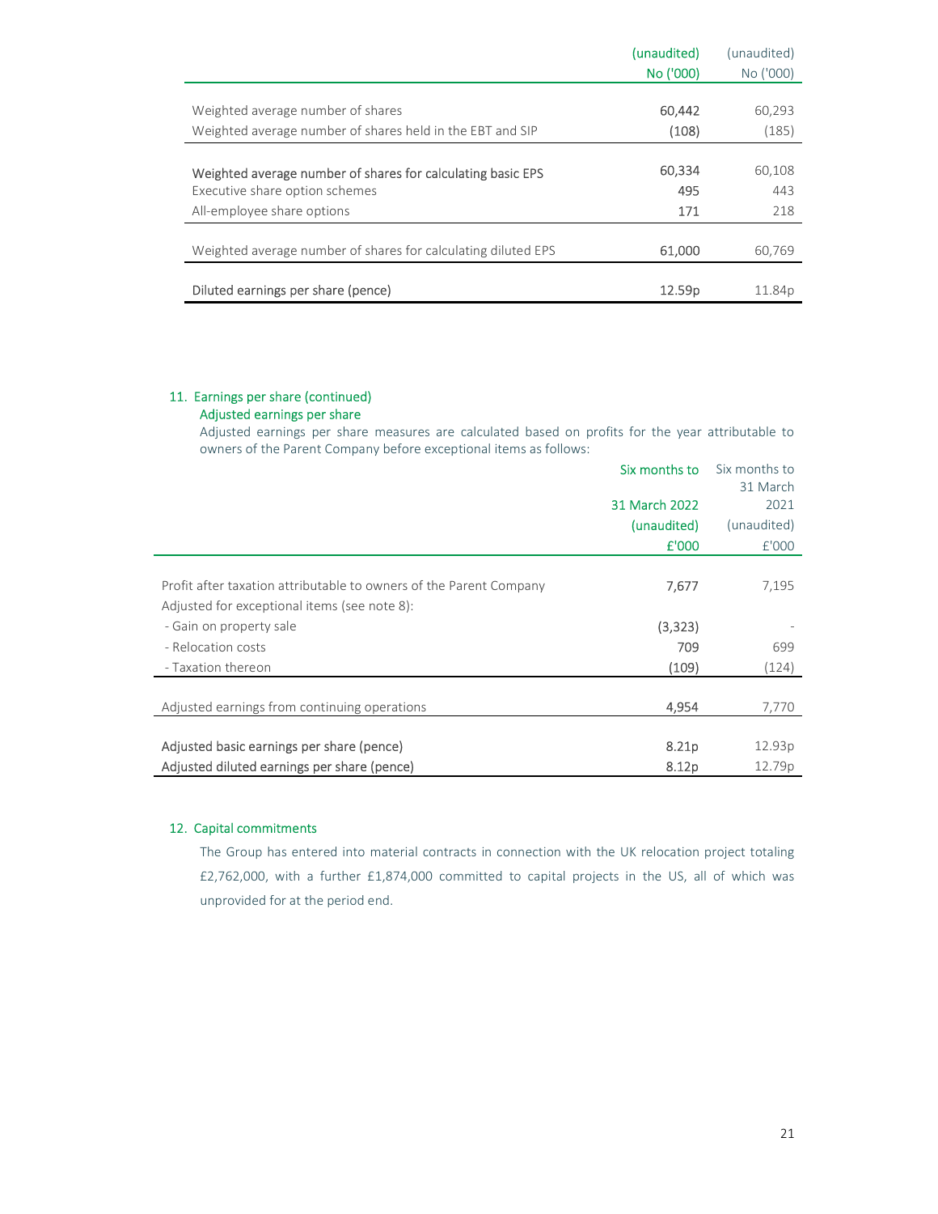| | (unaudited) No ('000) | (unaudited) No ('000) |
|---|---|---|
| Weighted average number of shares | 60,442 | 60,293 |
| Weighted average number of shares held in the EBT and SIP | (108) | (185) |
| Weighted average number of shares for calculating basic EPS | 60,334 | 60,108 |
| Executive share option schemes | 495 | 443 |
| All-employee share options | 171 | 218 |
| Weighted average number of shares for calculating diluted EPS | 61,000 | 60,769 |
| Diluted earnings per share (pence) | 12.59p | 11.84p |

## 11. Earnings per share (continued)

### Adjusted earnings per share

Adjusted earnings per share measures are calculated based on profits for the year attributable to owners of the Parent Company before exceptional items as follows:

| | Six months to 31 March 2022 (unaudited) £'000 | Six months to 31 March 2021 (unaudited) £'000 |
|---|---|---|
| Profit after taxation attributable to owners of the Parent Company | 7,677 | 7,195 |
| Adjusted for exceptional items (see note 8): | | |
| - Gain on property sale | (3,323) | - |
| - Relocation costs | 709 | 699 |
| - Taxation thereon | (109) | (124) |
| Adjusted earnings from continuing operations | 4,954 | 7,770 |
| Adjusted basic earnings per share (pence) | 8.21p | 12.93p |
| Adjusted diluted earnings per share (pence) | 8.12p | 12.79p |

## 12. Capital commitments

The Group has entered into material contracts in connection with the UK relocation project totaling £2,762,000, with a further £1,874,000 committed to capital projects in the US, all of which was unprovided for at the period end.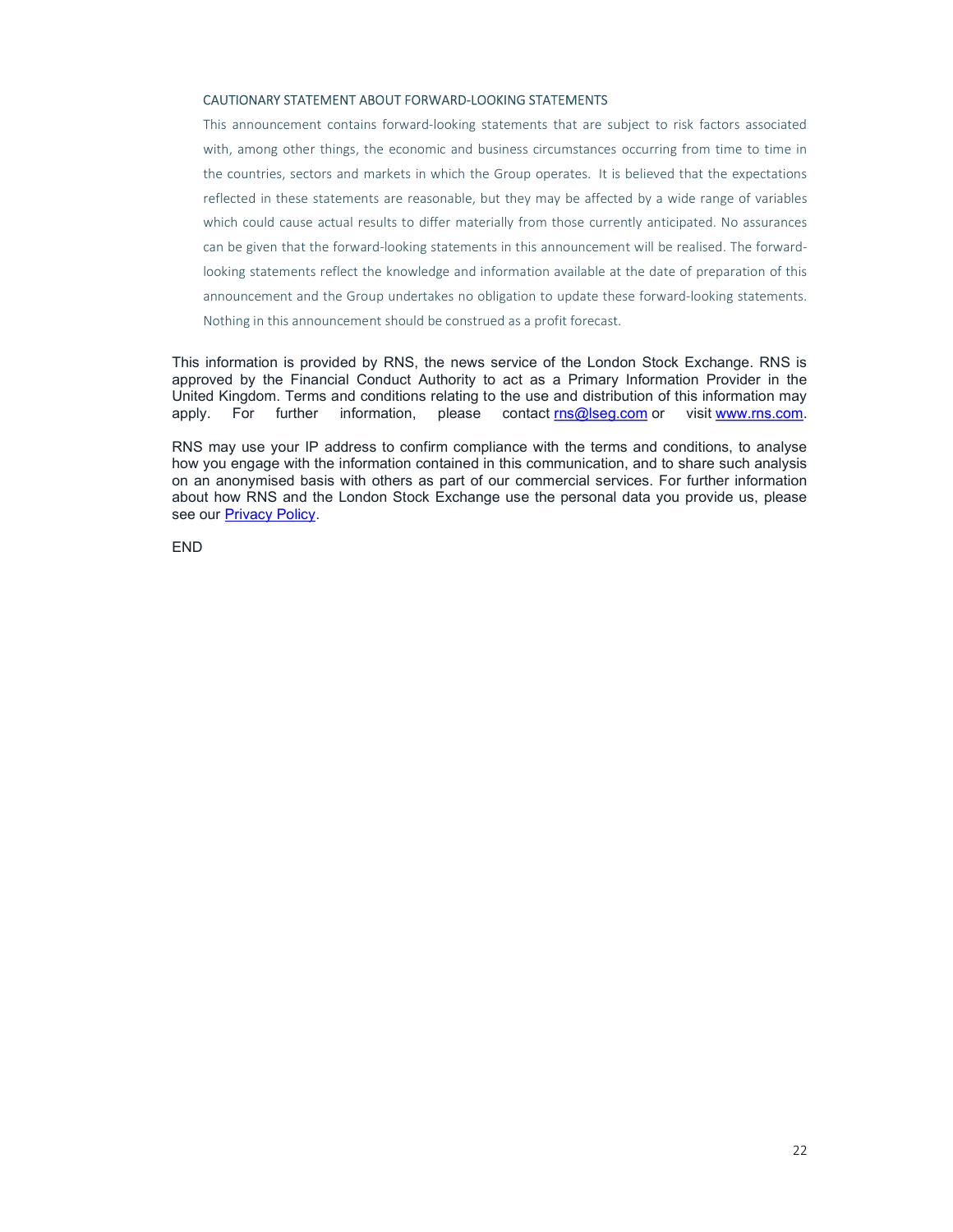## CAUTIONARY STATEMENT ABOUT FORWARD-LOOKING STATEMENTS

This announcement contains forward-looking statements that are subject to risk factors associated with, among other things, the economic and business circumstances occurring from time to time in the countries, sectors and markets in which the Group operates. It is believed that the expectations reflected in these statements are reasonable, but they may be affected by a wide range of variables which could cause actual results to differ materially from those currently anticipated. No assurances can be given that the forward-looking statements in this announcement will be realised. The forward-looking statements reflect the knowledge and information available at the date of preparation of this announcement and the Group undertakes no obligation to update these forward-looking statements. Nothing in this announcement should be construed as a profit forecast.

This information is provided by RNS, the news service of the London Stock Exchange. RNS is approved by the Financial Conduct Authority to act as a Primary Information Provider in the United Kingdom. Terms and conditions relating to the use and distribution of this information may apply. For further information, please contact rns@lseg.com or visit www.rns.com.

RNS may use your IP address to confirm compliance with the terms and conditions, to analyse how you engage with the information contained in this communication, and to share such analysis on an anonymised basis with others as part of our commercial services. For further information about how RNS and the London Stock Exchange use the personal data you provide us, please see our Privacy Policy.

END